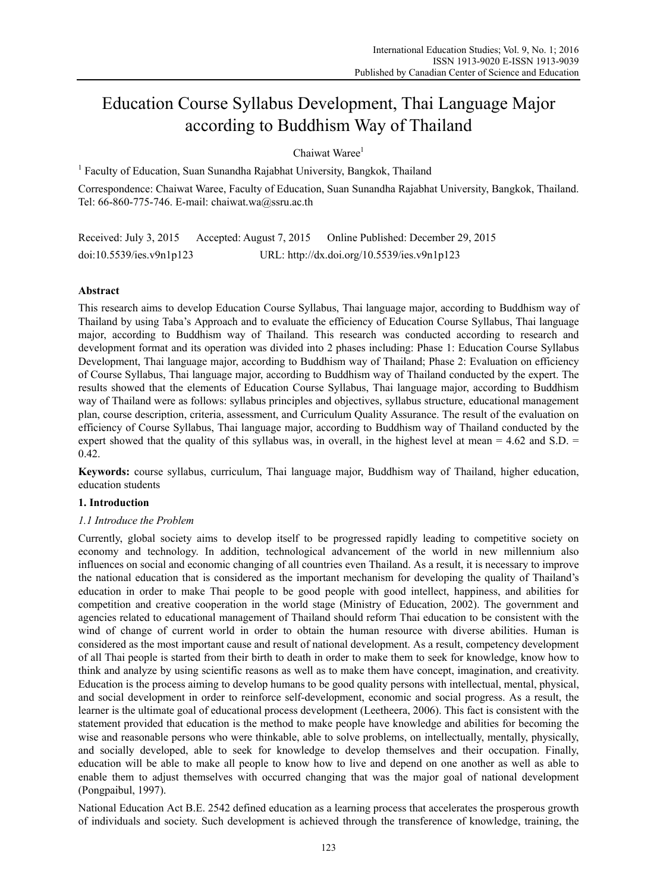# Education Course Syllabus Development, Thai Language Major according to Buddhism Way of Thailand

Chaiwat Waree[1]

[1] Faculty of Education, Suan Sunandha Rajabhat University, Bangkok, Thailand

Correspondence: Chaiwat Waree, Faculty of Education, Suan Sunandha Rajabhat University, Bangkok, Thailand. Tel: 66-860-775-746. E-mail: chaiwat.wa@ssru.ac.th

Received: July 3, 2015 Accepted: August 7, 2015 Online Published: December 29, 2015

doi:10.5539/ies.v9n1p123 URL: http://dx.doi.org/10.5539/ies.v9n1p123

## Abstract

This research aims to develop Education Course Syllabus, Thai language major, according to Buddhism way of Thailand by using Taba's Approach and to evaluate the efficiency of Education Course Syllabus, Thai language major, according to Buddhism way of Thailand. This research was conducted according to research and development format and its operation was divided into 2 phases including: Phase 1: Education Course Syllabus Development, Thai language major, according to Buddhism way of Thailand; Phase 2: Evaluation on efficiency of Course Syllabus, Thai language major, according to Buddhism way of Thailand conducted by the expert. The results showed that the elements of Education Course Syllabus, Thai language major, according to Buddhism way of Thailand were as follows: syllabus principles and objectives, syllabus structure, educational management plan, course description, criteria, assessment, and Curriculum Quality Assurance. The result of the evaluation on efficiency of Course Syllabus, Thai language major, according to Buddhism way of Thailand conducted by the expert showed that the quality of this syllabus was, in overall, in the highest level at mean = 4.62 and S.D. = 0.42.

**Keywords:** course syllabus, curriculum, Thai language major, Buddhism way of Thailand, higher education, education students

## 1. Introduction

### *1.1 Introduce the Problem*

Currently, global society aims to develop itself to be progressed rapidly leading to competitive society on economy and technology. In addition, technological advancement of the world in new millennium also influences on social and economic changing of all countries even Thailand. As a result, it is necessary to improve the national education that is considered as the important mechanism for developing the quality of Thailand's education in order to make Thai people to be good people with good intellect, happiness, and abilities for competition and creative cooperation in the world stage (Ministry of Education, 2002). The government and agencies related to educational management of Thailand should reform Thai education to be consistent with the wind of change of current world in order to obtain the human resource with diverse abilities. Human is considered as the most important cause and result of national development. As a result, competency development of all Thai people is started from their birth to death in order to make them to seek for knowledge, know how to think and analyze by using scientific reasons as well as to make them have concept, imagination, and creativity. Education is the process aiming to develop humans to be good quality persons with intellectual, mental, physical, and social development in order to reinforce self-development, economic and social progress. As a result, the learner is the ultimate goal of educational process development (Leetheera, 2006). This fact is consistent with the statement provided that education is the method to make people have knowledge and abilities for becoming the wise and reasonable persons who were thinkable, able to solve problems, on intellectually, mentally, physically, and socially developed, able to seek for knowledge to develop themselves and their occupation. Finally, education will be able to make all people to know how to live and depend on one another as well as able to enable them to adjust themselves with occurred changing that was the major goal of national development (Pongpaibul, 1997).

National Education Act B.E. 2542 defined education as a learning process that accelerates the prosperous growth of individuals and society. Such development is achieved through the transference of knowledge, training, the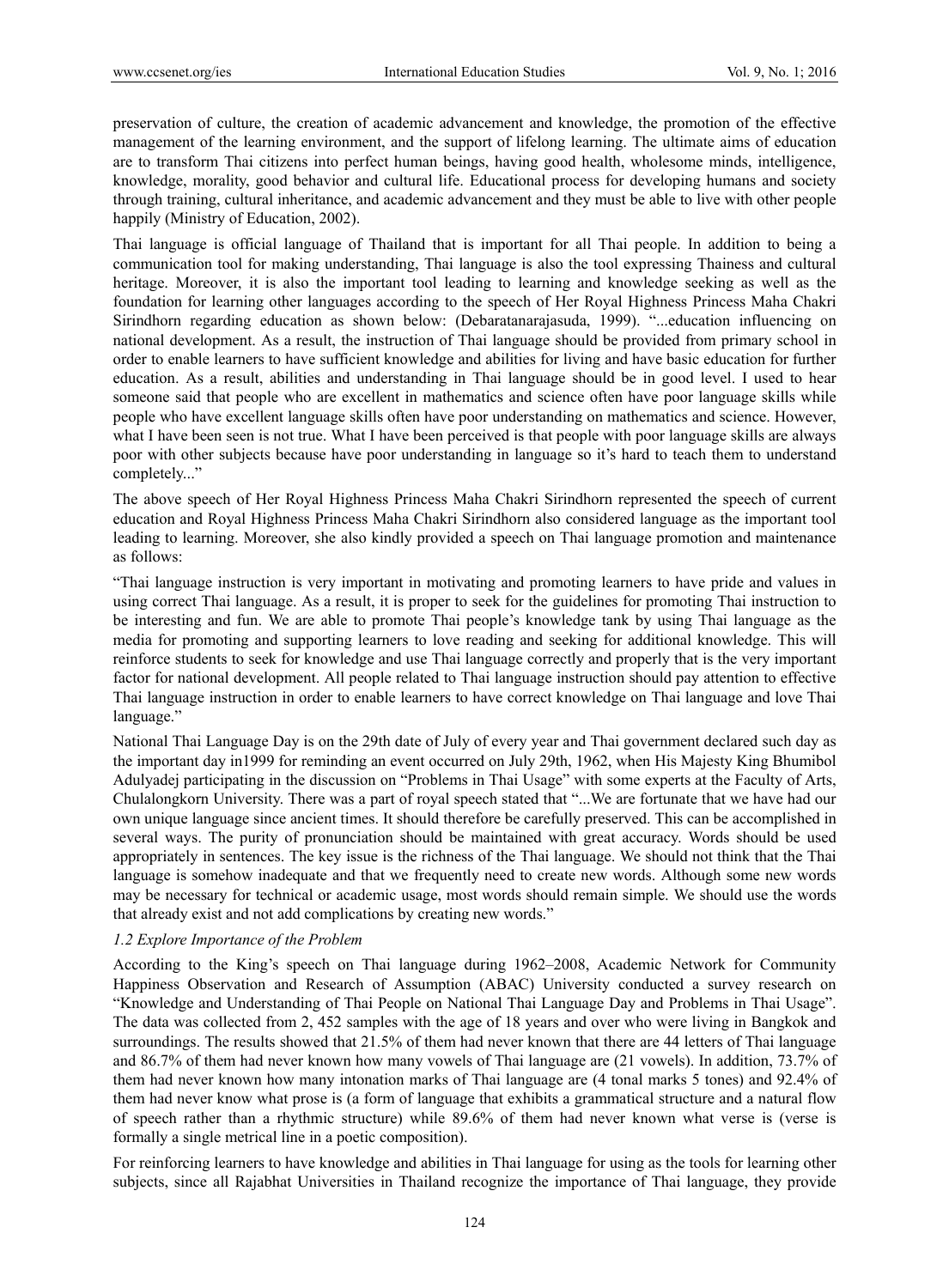preservation of culture, the creation of academic advancement and knowledge, the promotion of the effective management of the learning environment, and the support of lifelong learning. The ultimate aims of education are to transform Thai citizens into perfect human beings, having good health, wholesome minds, intelligence, knowledge, morality, good behavior and cultural life. Educational process for developing humans and society through training, cultural inheritance, and academic advancement and they must be able to live with other people happily (Ministry of Education, 2002).

Thai language is official language of Thailand that is important for all Thai people. In addition to being a communication tool for making understanding, Thai language is also the tool expressing Thainess and cultural heritage. Moreover, it is also the important tool leading to learning and knowledge seeking as well as the foundation for learning other languages according to the speech of Her Royal Highness Princess Maha Chakri Sirindhorn regarding education as shown below: (Debaratanarajasuda, 1999). "...education influencing on national development. As a result, the instruction of Thai language should be provided from primary school in order to enable learners to have sufficient knowledge and abilities for living and have basic education for further education. As a result, abilities and understanding in Thai language should be in good level. I used to hear someone said that people who are excellent in mathematics and science often have poor language skills while people who have excellent language skills often have poor understanding on mathematics and science. However, what I have been seen is not true. What I have been perceived is that people with poor language skills are always poor with other subjects because have poor understanding in language so it's hard to teach them to understand completely..."

The above speech of Her Royal Highness Princess Maha Chakri Sirindhorn represented the speech of current education and Royal Highness Princess Maha Chakri Sirindhorn also considered language as the important tool leading to learning. Moreover, she also kindly provided a speech on Thai language promotion and maintenance as follows:

"Thai language instruction is very important in motivating and promoting learners to have pride and values in using correct Thai language. As a result, it is proper to seek for the guidelines for promoting Thai instruction to be interesting and fun. We are able to promote Thai people's knowledge tank by using Thai language as the media for promoting and supporting learners to love reading and seeking for additional knowledge. This will reinforce students to seek for knowledge and use Thai language correctly and properly that is the very important factor for national development. All people related to Thai language instruction should pay attention to effective Thai language instruction in order to enable learners to have correct knowledge on Thai language and love Thai language."

National Thai Language Day is on the 29th date of July of every year and Thai government declared such day as the important day in1999 for reminding an event occurred on July 29th, 1962, when His Majesty King Bhumibol Adulyadej participating in the discussion on "Problems in Thai Usage" with some experts at the Faculty of Arts, Chulalongkorn University. There was a part of royal speech stated that "...We are fortunate that we have had our own unique language since ancient times. It should therefore be carefully preserved. This can be accomplished in several ways. The purity of pronunciation should be maintained with great accuracy. Words should be used appropriately in sentences. The key issue is the richness of the Thai language. We should not think that the Thai language is somehow inadequate and that we frequently need to create new words. Although some new words may be necessary for technical or academic usage, most words should remain simple. We should use the words that already exist and not add complications by creating new words."

### *1.2 Explore Importance of the Problem*

According to the King's speech on Thai language during 1962–2008, Academic Network for Community Happiness Observation and Research of Assumption (ABAC) University conducted a survey research on "Knowledge and Understanding of Thai People on National Thai Language Day and Problems in Thai Usage". The data was collected from 2, 452 samples with the age of 18 years and over who were living in Bangkok and surroundings. The results showed that 21.5% of them had never known that there are 44 letters of Thai language and 86.7% of them had never known how many vowels of Thai language are (21 vowels). In addition, 73.7% of them had never known how many intonation marks of Thai language are (4 tonal marks 5 tones) and 92.4% of them had never know what prose is (a form of language that exhibits a grammatical structure and a natural flow of speech rather than a rhythmic structure) while 89.6% of them had never known what verse is (verse is formally a single metrical line in a poetic composition).

For reinforcing learners to have knowledge and abilities in Thai language for using as the tools for learning other subjects, since all Rajabhat Universities in Thailand recognize the importance of Thai language, they provide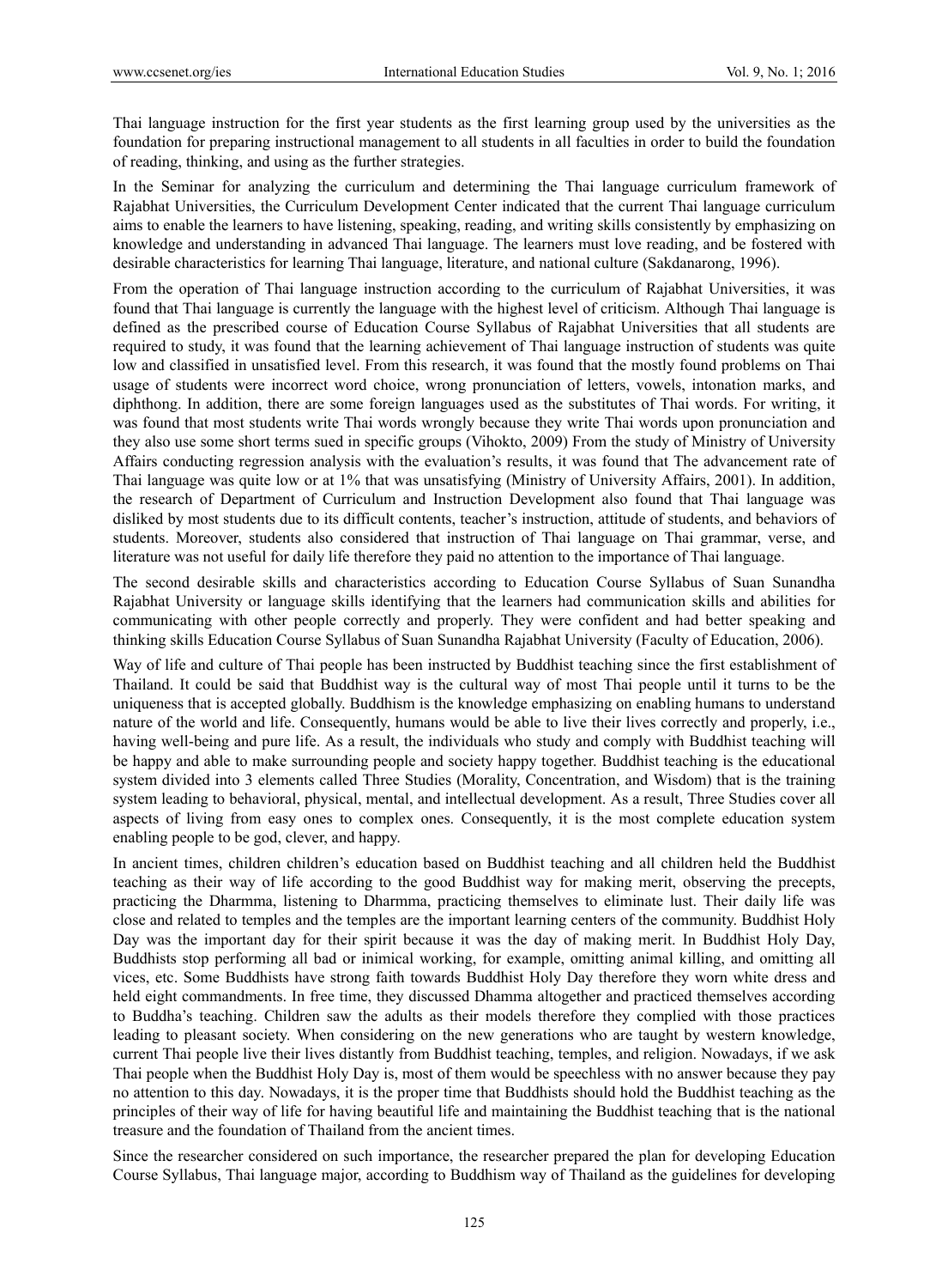Thai language instruction for the first year students as the first learning group used by the universities as the foundation for preparing instructional management to all students in all faculties in order to build the foundation of reading, thinking, and using as the further strategies.

In the Seminar for analyzing the curriculum and determining the Thai language curriculum framework of Rajabhat Universities, the Curriculum Development Center indicated that the current Thai language curriculum aims to enable the learners to have listening, speaking, reading, and writing skills consistently by emphasizing on knowledge and understanding in advanced Thai language. The learners must love reading, and be fostered with desirable characteristics for learning Thai language, literature, and national culture (Sakdanarong, 1996).

From the operation of Thai language instruction according to the curriculum of Rajabhat Universities, it was found that Thai language is currently the language with the highest level of criticism. Although Thai language is defined as the prescribed course of Education Course Syllabus of Rajabhat Universities that all students are required to study, it was found that the learning achievement of Thai language instruction of students was quite low and classified in unsatisfied level. From this research, it was found that the mostly found problems on Thai usage of students were incorrect word choice, wrong pronunciation of letters, vowels, intonation marks, and diphthong. In addition, there are some foreign languages used as the substitutes of Thai words. For writing, it was found that most students write Thai words wrongly because they write Thai words upon pronunciation and they also use some short terms sued in specific groups (Vihokto, 2009) From the study of Ministry of University Affairs conducting regression analysis with the evaluation's results, it was found that The advancement rate of Thai language was quite low or at 1% that was unsatisfying (Ministry of University Affairs, 2001). In addition, the research of Department of Curriculum and Instruction Development also found that Thai language was disliked by most students due to its difficult contents, teacher's instruction, attitude of students, and behaviors of students. Moreover, students also considered that instruction of Thai language on Thai grammar, verse, and literature was not useful for daily life therefore they paid no attention to the importance of Thai language.

The second desirable skills and characteristics according to Education Course Syllabus of Suan Sunandha Rajabhat University or language skills identifying that the learners had communication skills and abilities for communicating with other people correctly and properly. They were confident and had better speaking and thinking skills Education Course Syllabus of Suan Sunandha Rajabhat University (Faculty of Education, 2006).

Way of life and culture of Thai people has been instructed by Buddhist teaching since the first establishment of Thailand. It could be said that Buddhist way is the cultural way of most Thai people until it turns to be the uniqueness that is accepted globally. Buddhism is the knowledge emphasizing on enabling humans to understand nature of the world and life. Consequently, humans would be able to live their lives correctly and properly, i.e., having well-being and pure life. As a result, the individuals who study and comply with Buddhist teaching will be happy and able to make surrounding people and society happy together. Buddhist teaching is the educational system divided into 3 elements called Three Studies (Morality, Concentration, and Wisdom) that is the training system leading to behavioral, physical, mental, and intellectual development. As a result, Three Studies cover all aspects of living from easy ones to complex ones. Consequently, it is the most complete education system enabling people to be god, clever, and happy.

In ancient times, children children's education based on Buddhist teaching and all children held the Buddhist teaching as their way of life according to the good Buddhist way for making merit, observing the precepts, practicing the Dharmma, listening to Dharmma, practicing themselves to eliminate lust. Their daily life was close and related to temples and the temples are the important learning centers of the community. Buddhist Holy Day was the important day for their spirit because it was the day of making merit. In Buddhist Holy Day, Buddhists stop performing all bad or inimical working, for example, omitting animal killing, and omitting all vices, etc. Some Buddhists have strong faith towards Buddhist Holy Day therefore they worn white dress and held eight commandments. In free time, they discussed Dhamma altogether and practiced themselves according to Buddha's teaching. Children saw the adults as their models therefore they complied with those practices leading to pleasant society. When considering on the new generations who are taught by western knowledge, current Thai people live their lives distantly from Buddhist teaching, temples, and religion. Nowadays, if we ask Thai people when the Buddhist Holy Day is, most of them would be speechless with no answer because they pay no attention to this day. Nowadays, it is the proper time that Buddhists should hold the Buddhist teaching as the principles of their way of life for having beautiful life and maintaining the Buddhist teaching that is the national treasure and the foundation of Thailand from the ancient times.

Since the researcher considered on such importance, the researcher prepared the plan for developing Education Course Syllabus, Thai language major, according to Buddhism way of Thailand as the guidelines for developing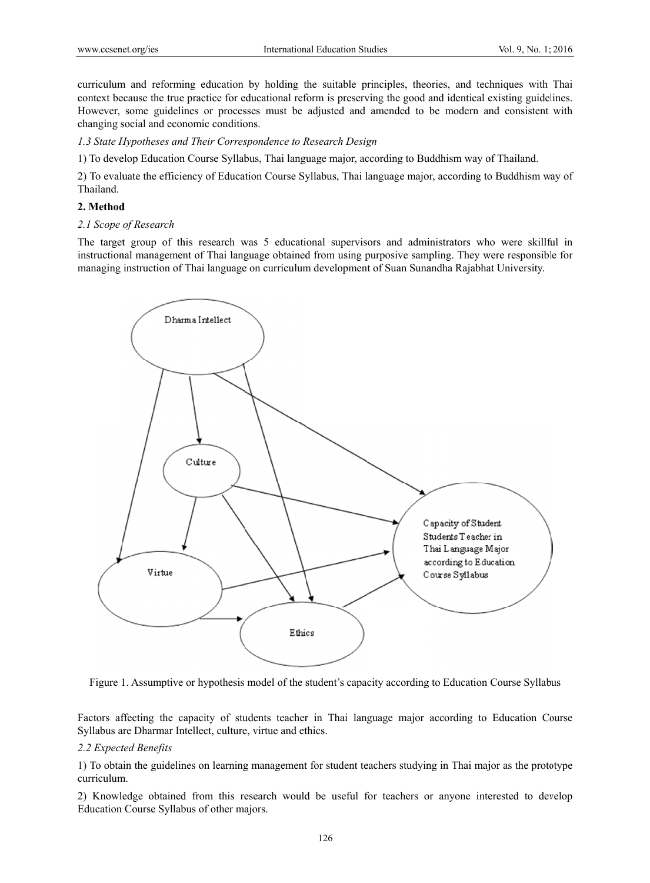curriculum and reforming education by holding the suitable principles, theories, and techniques with Thai context because the true practice for educational reform is preserving the good and identical existing guidelines. However, some guidelines or processes must be adjusted and amended to be modern and consistent with changing social and economic conditions.

### *1.3 State Hypotheses and Their Correspondence to Research Design*

1) To develop Education Course Syllabus, Thai language major, according to Buddhism way of Thailand.

2) To evaluate the efficiency of Education Course Syllabus, Thai language major, according to Buddhism way of Thailand.

## 2. Method

### *2.1 Scope of Research*

The target group of this research was 5 educational supervisors and administrators who were skillful in instructional management of Thai language obtained from using purposive sampling. They were responsible for managing instruction of Thai language on curriculum development of Suan Sunandha Rajabhat University.

Dharma Intellect

Culture

Virtue

Ethics

Capacity of Student Students Teacher in Thai Language Major according to Education Course Syllabus

Figure 1. Assumptive or hypothesis model of the student's capacity according to Education Course Syllabus

Factors affecting the capacity of students teacher in Thai language major according to Education Course Syllabus are Dharmar Intellect, culture, virtue and ethics.

### *2.2 Expected Benefits*

1) To obtain the guidelines on learning management for student teachers studying in Thai major as the prototype curriculum.

2) Knowledge obtained from this research would be useful for teachers or anyone interested to develop Education Course Syllabus of other majors.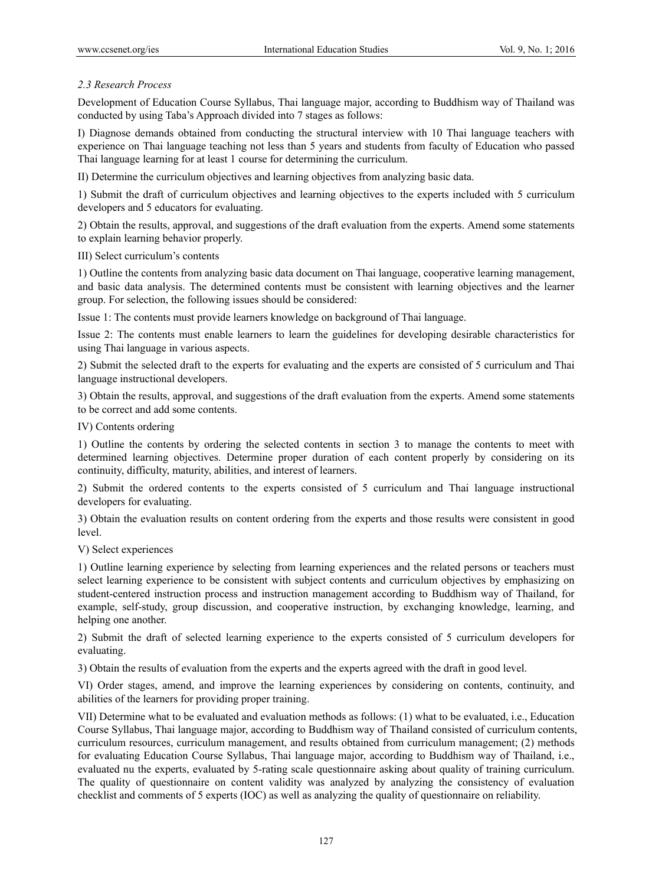### *2.3 Research Process*

Development of Education Course Syllabus, Thai language major, according to Buddhism way of Thailand was conducted by using Taba's Approach divided into 7 stages as follows:

I) Diagnose demands obtained from conducting the structural interview with 10 Thai language teachers with experience on Thai language teaching not less than 5 years and students from faculty of Education who passed Thai language learning for at least 1 course for determining the curriculum.

II) Determine the curriculum objectives and learning objectives from analyzing basic data.

1) Submit the draft of curriculum objectives and learning objectives to the experts included with 5 curriculum developers and 5 educators for evaluating.

2) Obtain the results, approval, and suggestions of the draft evaluation from the experts. Amend some statements to explain learning behavior properly.

III) Select curriculum's contents

1) Outline the contents from analyzing basic data document on Thai language, cooperative learning management, and basic data analysis. The determined contents must be consistent with learning objectives and the learner group. For selection, the following issues should be considered:

Issue 1: The contents must provide learners knowledge on background of Thai language.

Issue 2: The contents must enable learners to learn the guidelines for developing desirable characteristics for using Thai language in various aspects.

2) Submit the selected draft to the experts for evaluating and the experts are consisted of 5 curriculum and Thai language instructional developers.

3) Obtain the results, approval, and suggestions of the draft evaluation from the experts. Amend some statements to be correct and add some contents.

IV) Contents ordering

1) Outline the contents by ordering the selected contents in section 3 to manage the contents to meet with determined learning objectives. Determine proper duration of each content properly by considering on its continuity, difficulty, maturity, abilities, and interest of learners.

2) Submit the ordered contents to the experts consisted of 5 curriculum and Thai language instructional developers for evaluating.

3) Obtain the evaluation results on content ordering from the experts and those results were consistent in good level.

V) Select experiences

1) Outline learning experience by selecting from learning experiences and the related persons or teachers must select learning experience to be consistent with subject contents and curriculum objectives by emphasizing on student-centered instruction process and instruction management according to Buddhism way of Thailand, for example, self-study, group discussion, and cooperative instruction, by exchanging knowledge, learning, and helping one another.

2) Submit the draft of selected learning experience to the experts consisted of 5 curriculum developers for evaluating.

3) Obtain the results of evaluation from the experts and the experts agreed with the draft in good level.

VI) Order stages, amend, and improve the learning experiences by considering on contents, continuity, and abilities of the learners for providing proper training.

VII) Determine what to be evaluated and evaluation methods as follows: (1) what to be evaluated, i.e., Education Course Syllabus, Thai language major, according to Buddhism way of Thailand consisted of curriculum contents, curriculum resources, curriculum management, and results obtained from curriculum management; (2) methods for evaluating Education Course Syllabus, Thai language major, according to Buddhism way of Thailand, i.e., evaluated nu the experts, evaluated by 5-rating scale questionnaire asking about quality of training curriculum. The quality of questionnaire on content validity was analyzed by analyzing the consistency of evaluation checklist and comments of 5 experts (IOC) as well as analyzing the quality of questionnaire on reliability.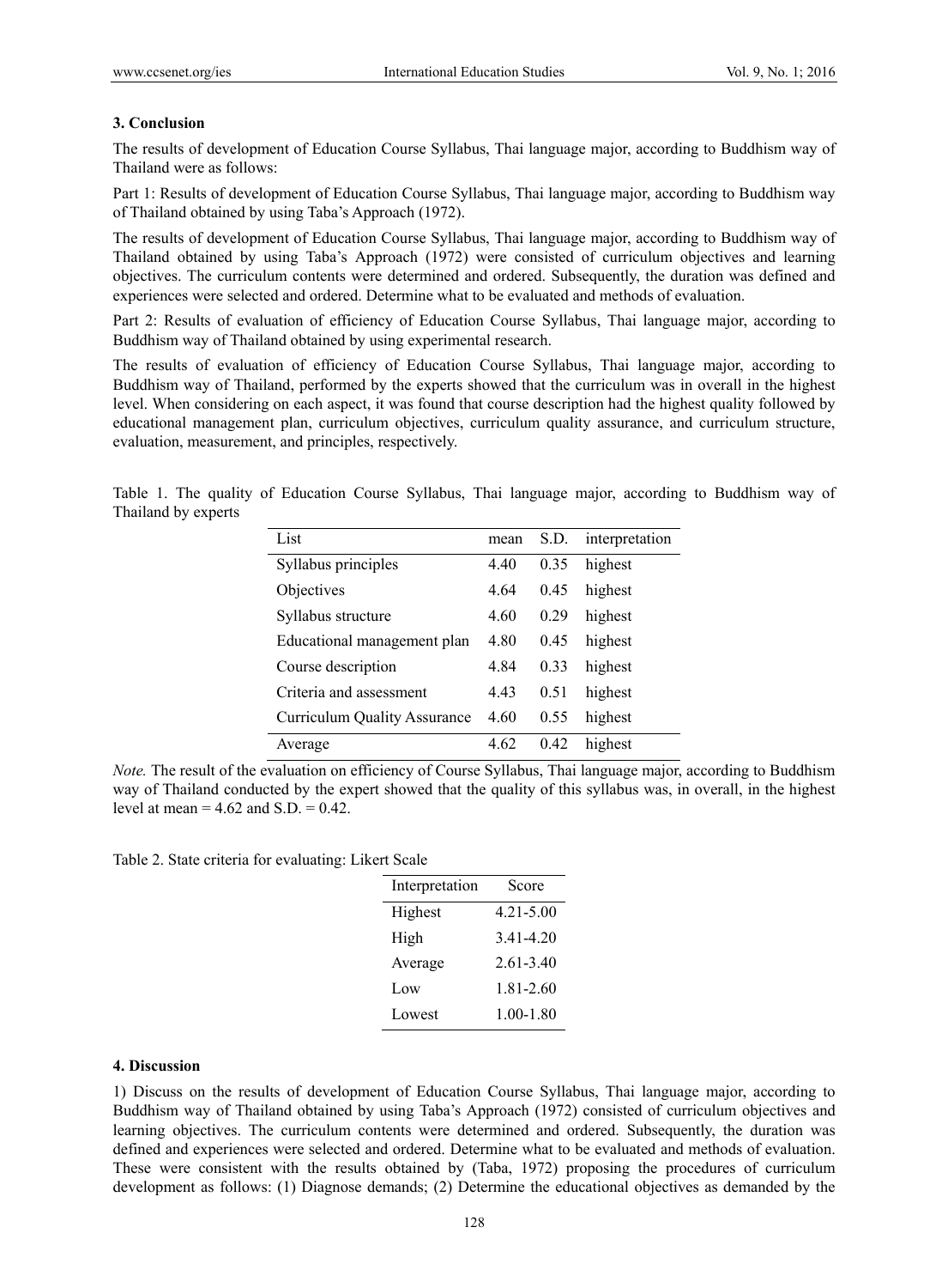## 3. Conclusion

The results of development of Education Course Syllabus, Thai language major, according to Buddhism way of Thailand were as follows:

Part 1: Results of development of Education Course Syllabus, Thai language major, according to Buddhism way of Thailand obtained by using Taba's Approach (1972).

The results of development of Education Course Syllabus, Thai language major, according to Buddhism way of Thailand obtained by using Taba's Approach (1972) were consisted of curriculum objectives and learning objectives. The curriculum contents were determined and ordered. Subsequently, the duration was defined and experiences were selected and ordered. Determine what to be evaluated and methods of evaluation.

Part 2: Results of evaluation of efficiency of Education Course Syllabus, Thai language major, according to Buddhism way of Thailand obtained by using experimental research.

The results of evaluation of efficiency of Education Course Syllabus, Thai language major, according to Buddhism way of Thailand, performed by the experts showed that the curriculum was in overall in the highest level. When considering on each aspect, it was found that course description had the highest quality followed by educational management plan, curriculum objectives, curriculum quality assurance, and curriculum structure, evaluation, measurement, and principles, respectively.

Table 1. The quality of Education Course Syllabus, Thai language major, according to Buddhism way of Thailand by experts

| List | mean | S.D. | interpretation |
|---|---|---|---|
| Syllabus principles | 4.40 | 0.35 | highest |
| Objectives | 4.64 | 0.45 | highest |
| Syllabus structure | 4.60 | 0.29 | highest |
| Educational management plan | 4.80 | 0.45 | highest |
| Course description | 4.84 | 0.33 | highest |
| Criteria and assessment | 4.43 | 0.51 | highest |
| Curriculum Quality Assurance | 4.60 | 0.55 | highest |
| Average | 4.62 | 0.42 | highest |

*Note.* The result of the evaluation on efficiency of Course Syllabus, Thai language major, according to Buddhism way of Thailand conducted by the expert showed that the quality of this syllabus was, in overall, in the highest level at mean = 4.62 and S.D. = 0.42.

Table 2. State criteria for evaluating: Likert Scale

| Interpretation | Score |
|---|---|
| Highest | 4.21-5.00 |
| High | 3.41-4.20 |
| Average | 2.61-3.40 |
| Low | 1.81-2.60 |
| Lowest | 1.00-1.80 |

## 4. Discussion

1) Discuss on the results of development of Education Course Syllabus, Thai language major, according to Buddhism way of Thailand obtained by using Taba's Approach (1972) consisted of curriculum objectives and learning objectives. The curriculum contents were determined and ordered. Subsequently, the duration was defined and experiences were selected and ordered. Determine what to be evaluated and methods of evaluation. These were consistent with the results obtained by (Taba, 1972) proposing the procedures of curriculum development as follows: (1) Diagnose demands; (2) Determine the educational objectives as demanded by the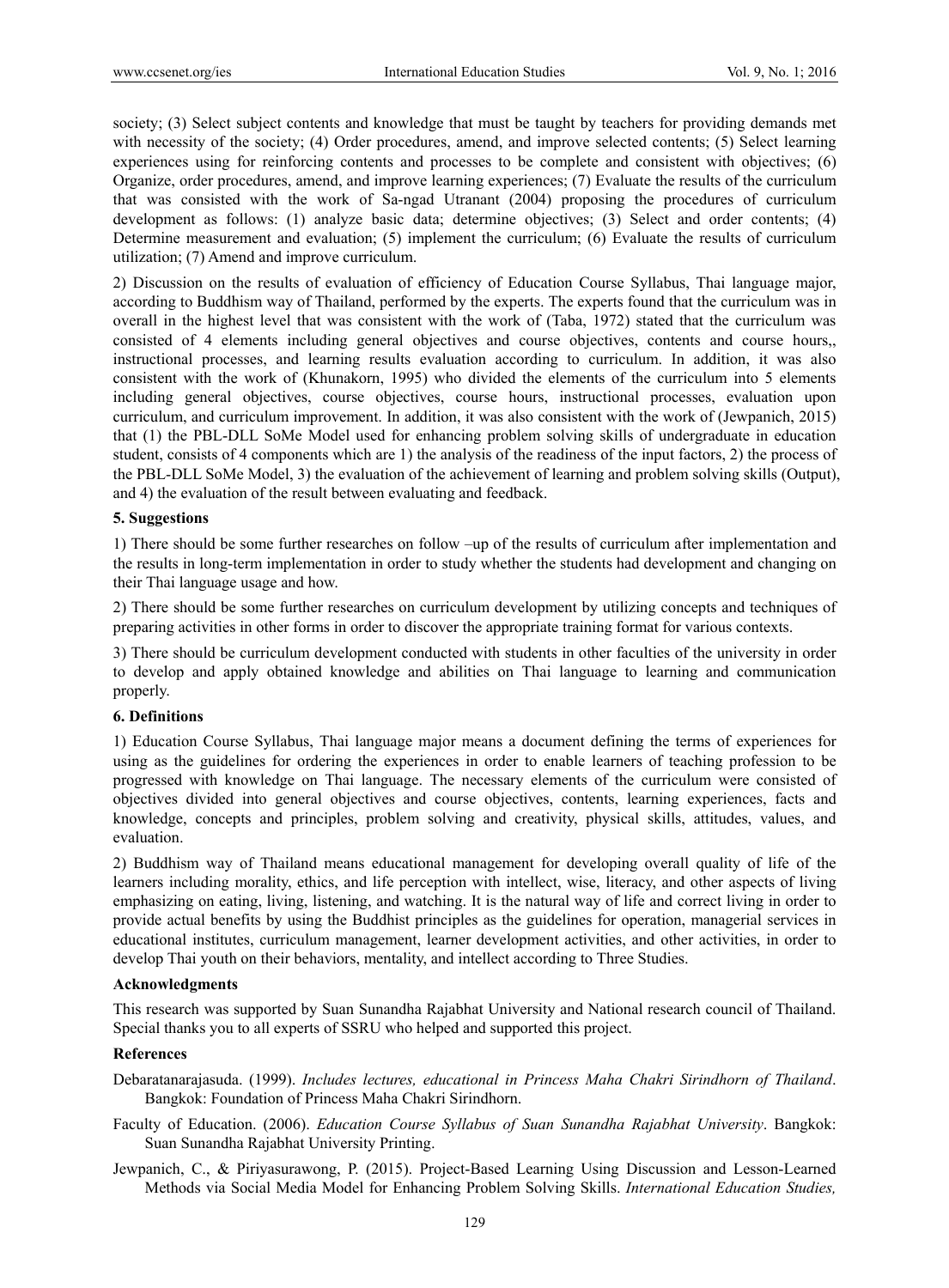society; (3) Select subject contents and knowledge that must be taught by teachers for providing demands met with necessity of the society; (4) Order procedures, amend, and improve selected contents; (5) Select learning experiences using for reinforcing contents and processes to be complete and consistent with objectives; (6) Organize, order procedures, amend, and improve learning experiences; (7) Evaluate the results of the curriculum that was consisted with the work of Sa-ngad Utranant (2004) proposing the procedures of curriculum development as follows: (1) analyze basic data; determine objectives; (3) Select and order contents; (4) Determine measurement and evaluation; (5) implement the curriculum; (6) Evaluate the results of curriculum utilization; (7) Amend and improve curriculum.

2) Discussion on the results of evaluation of efficiency of Education Course Syllabus, Thai language major, according to Buddhism way of Thailand, performed by the experts. The experts found that the curriculum was in overall in the highest level that was consistent with the work of (Taba, 1972) stated that the curriculum was consisted of 4 elements including general objectives and course objectives, contents and course hours,, instructional processes, and learning results evaluation according to curriculum. In addition, it was also consistent with the work of (Khunakorn, 1995) who divided the elements of the curriculum into 5 elements including general objectives, course objectives, course hours, instructional processes, evaluation upon curriculum, and curriculum improvement. In addition, it was also consistent with the work of (Jewpanich, 2015) that (1) the PBL-DLL SoMe Model used for enhancing problem solving skills of undergraduate in education student, consists of 4 components which are 1) the analysis of the readiness of the input factors, 2) the process of the PBL-DLL SoMe Model, 3) the evaluation of the achievement of learning and problem solving skills (Output), and 4) the evaluation of the result between evaluating and feedback.

### 5. Suggestions

1) There should be some further researches on follow –up of the results of curriculum after implementation and the results in long-term implementation in order to study whether the students had development and changing on their Thai language usage and how.

2) There should be some further researches on curriculum development by utilizing concepts and techniques of preparing activities in other forms in order to discover the appropriate training format for various contexts.

3) There should be curriculum development conducted with students in other faculties of the university in order to develop and apply obtained knowledge and abilities on Thai language to learning and communication properly.

### 6. Definitions

1) Education Course Syllabus, Thai language major means a document defining the terms of experiences for using as the guidelines for ordering the experiences in order to enable learners of teaching profession to be progressed with knowledge on Thai language. The necessary elements of the curriculum were consisted of objectives divided into general objectives and course objectives, contents, learning experiences, facts and knowledge, concepts and principles, problem solving and creativity, physical skills, attitudes, values, and evaluation.

2) Buddhism way of Thailand means educational management for developing overall quality of life of the learners including morality, ethics, and life perception with intellect, wise, literacy, and other aspects of living emphasizing on eating, living, listening, and watching. It is the natural way of life and correct living in order to provide actual benefits by using the Buddhist principles as the guidelines for operation, managerial services in educational institutes, curriculum management, learner development activities, and other activities, in order to develop Thai youth on their behaviors, mentality, and intellect according to Three Studies.

### Acknowledgments

This research was supported by Suan Sunandha Rajabhat University and National research council of Thailand. Special thanks you to all experts of SSRU who helped and supported this project.

### References

Debaratanarajasuda. (1999). *Includes lectures, educational in Princess Maha Chakri Sirindhorn of Thailand*. Bangkok: Foundation of Princess Maha Chakri Sirindhorn.

Faculty of Education. (2006). *Education Course Syllabus of Suan Sunandha Rajabhat University*. Bangkok: Suan Sunandha Rajabhat University Printing.

Jewpanich, C., & Piriyasurawong, P. (2015). Project-Based Learning Using Discussion and Lesson-Learned Methods via Social Media Model for Enhancing Problem Solving Skills. *International Education Studies,*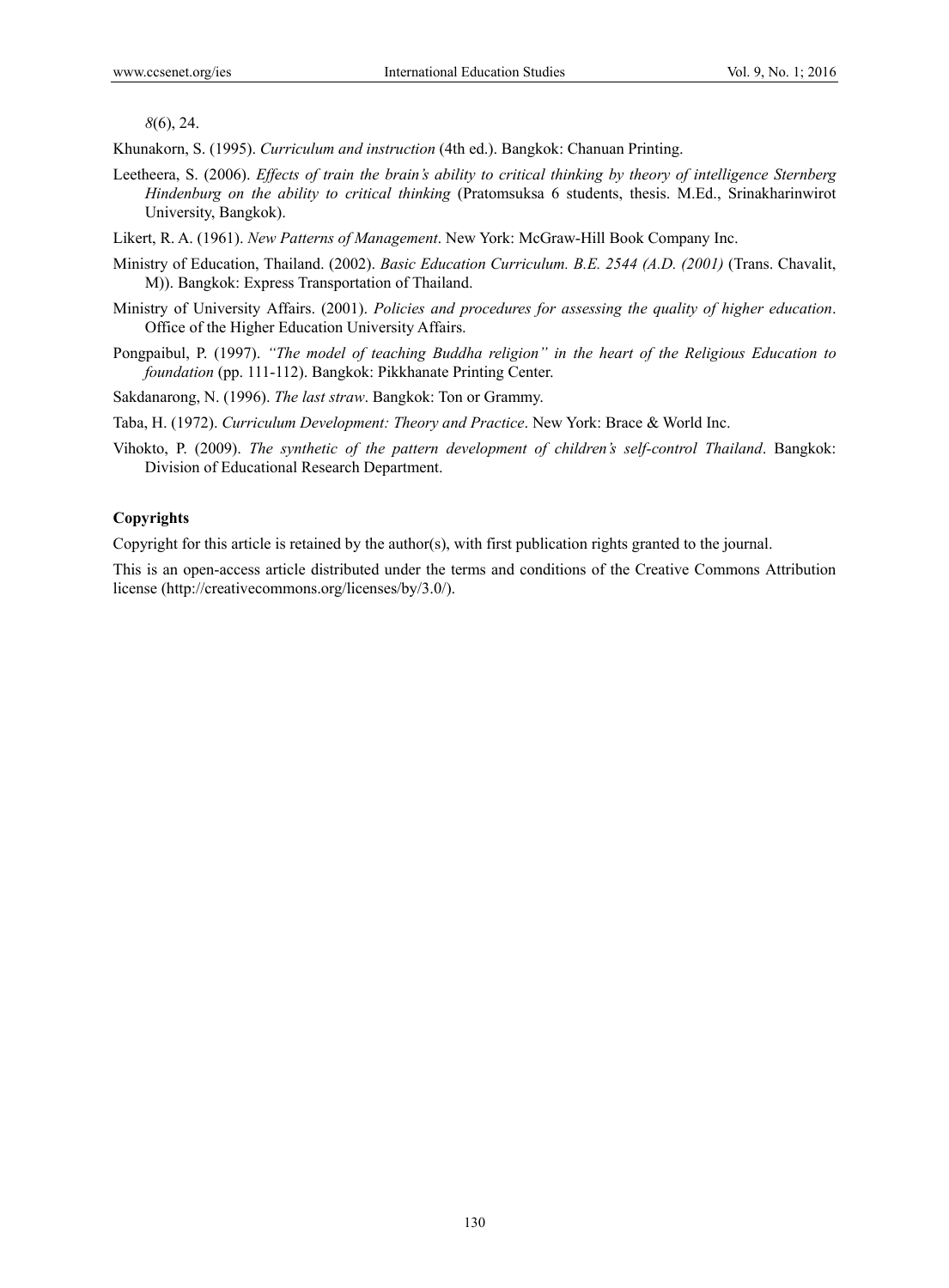*8*(6), 24.

Khunakorn, S. (1995). *Curriculum and instruction* (4th ed.). Bangkok: Chanuan Printing.

Leetheera, S. (2006). *Effects of train the brain's ability to critical thinking by theory of intelligence Sternberg Hindenburg on the ability to critical thinking* (Pratomsuksa 6 students, thesis. M.Ed., Srinakharinwirot University, Bangkok).

Likert, R. A. (1961). *New Patterns of Management*. New York: McGraw-Hill Book Company Inc.

Ministry of Education, Thailand. (2002). *Basic Education Curriculum. B.E. 2544 (A.D. (2001)* (Trans. Chavalit, M)). Bangkok: Express Transportation of Thailand.

Ministry of University Affairs. (2001). *Policies and procedures for assessing the quality of higher education*. Office of the Higher Education University Affairs.

Pongpaibul, P. (1997). *"The model of teaching Buddha religion" in the heart of the Religious Education to foundation* (pp. 111-112). Bangkok: Pikkhanate Printing Center.

Sakdanarong, N. (1996). *The last straw*. Bangkok: Ton or Grammy.

Taba, H. (1972). *Curriculum Development: Theory and Practice*. New York: Brace & World Inc.

Vihokto, P. (2009). *The synthetic of the pattern development of children's self-control Thailand*. Bangkok: Division of Educational Research Department.

**Copyrights**

Copyright for this article is retained by the author(s), with first publication rights granted to the journal.

This is an open-access article distributed under the terms and conditions of the Creative Commons Attribution license (http://creativecommons.org/licenses/by/3.0/).